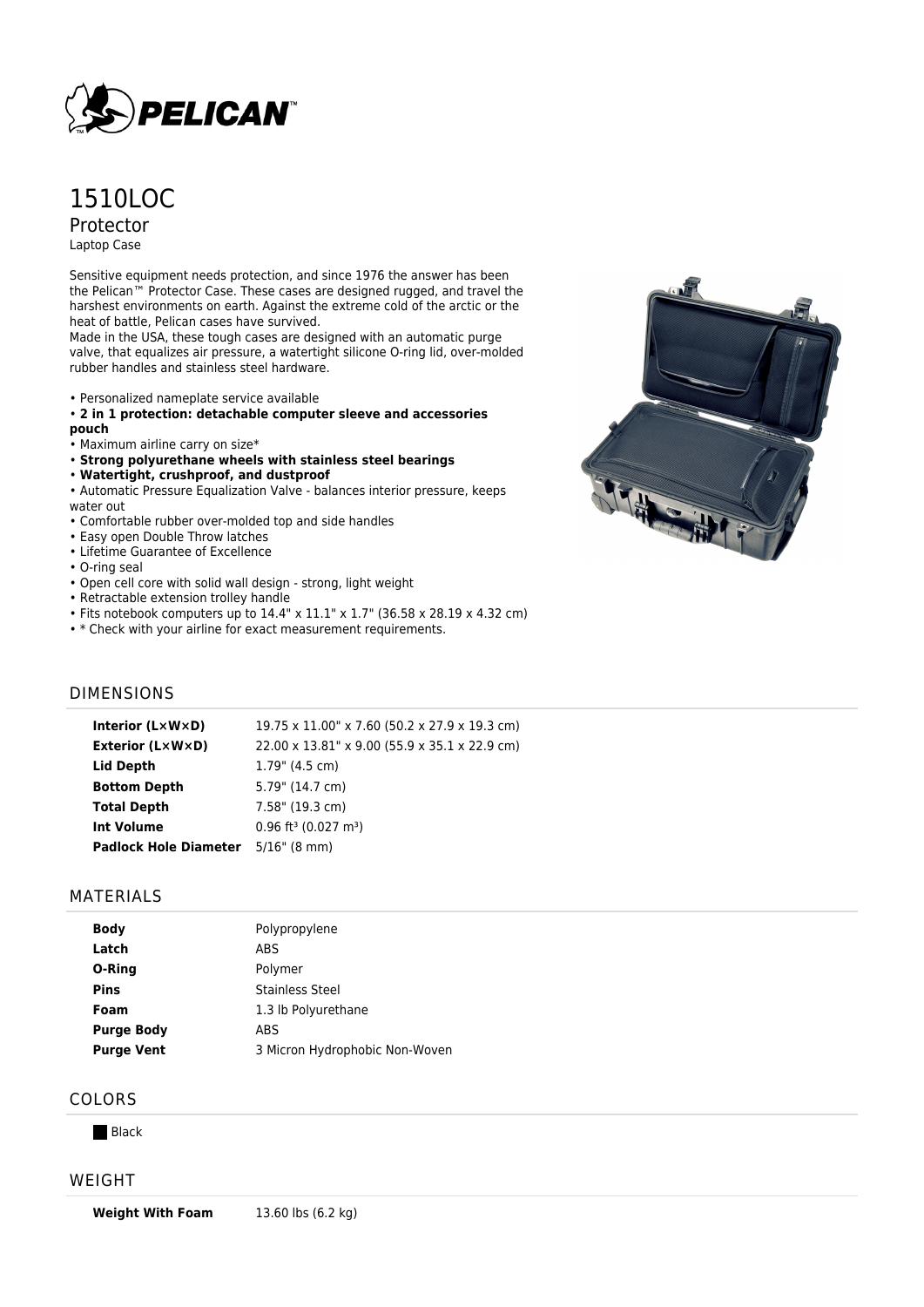# 1510LOC

## Protector

Laptop Case

Sensitive equipment needs protection, and since 1976 the answer has been the Pelican™ Protector Case. These cases are designed rugged, and travel the harshest environments on earth. Against the extreme cold of the arctic or the heat of battle, Pelican cases have survived.
Made in the USA, these tough cases are designed with an automatic purge valve, that equalizes air pressure, a watertight silicone O-ring lid, over-molded rubber handles and stainless steel hardware.

- Personalized nameplate service available
- **2 in 1 protection: detachable computer sleeve and accessories pouch**
- Maximum airline carry on size*
- **Strong polyurethane wheels with stainless steel bearings**
- **Watertight, crushproof, and dustproof**
- Automatic Pressure Equalization Valve - balances interior pressure, keeps water out
- Comfortable rubber over-molded top and side handles
- Easy open Double Throw latches
- Lifetime Guarantee of Excellence
- O-ring seal
- Open cell core with solid wall design - strong, light weight
- Retractable extension trolley handle
- Fits notebook computers up to 14.4" x 11.1" x 1.7" (36.58 x 28.19 x 4.32 cm)
- * Check with your airline for exact measurement requirements.

## DIMENSIONS

| | |
|---|---|
| **Interior (L×W×D)** | 19.75 x 11.00" x 7.60 (50.2 x 27.9 x 19.3 cm) |
| **Exterior (L×W×D)** | 22.00 x 13.81" x 9.00 (55.9 x 35.1 x 22.9 cm) |
| **Lid Depth** | 1.79" (4.5 cm) |
| **Bottom Depth** | 5.79" (14.7 cm) |
| **Total Depth** | 7.58" (19.3 cm) |
| **Int Volume** | 0.96 ft³ (0.027 m³) |
| **Padlock Hole Diameter** | 5/16" (8 mm) |

## MATERIALS

| | |
|---|---|
| **Body** | Polypropylene |
| **Latch** | ABS |
| **O-Ring** | Polymer |
| **Pins** | Stainless Steel |
| **Foam** | 1.3 lb Polyurethane |
| **Purge Body** | ABS |
| **Purge Vent** | 3 Micron Hydrophobic Non-Woven |

## COLORS

Black

## WEIGHT

| | |
|---|---|
| **Weight With Foam** | 13.60 lbs (6.2 kg) |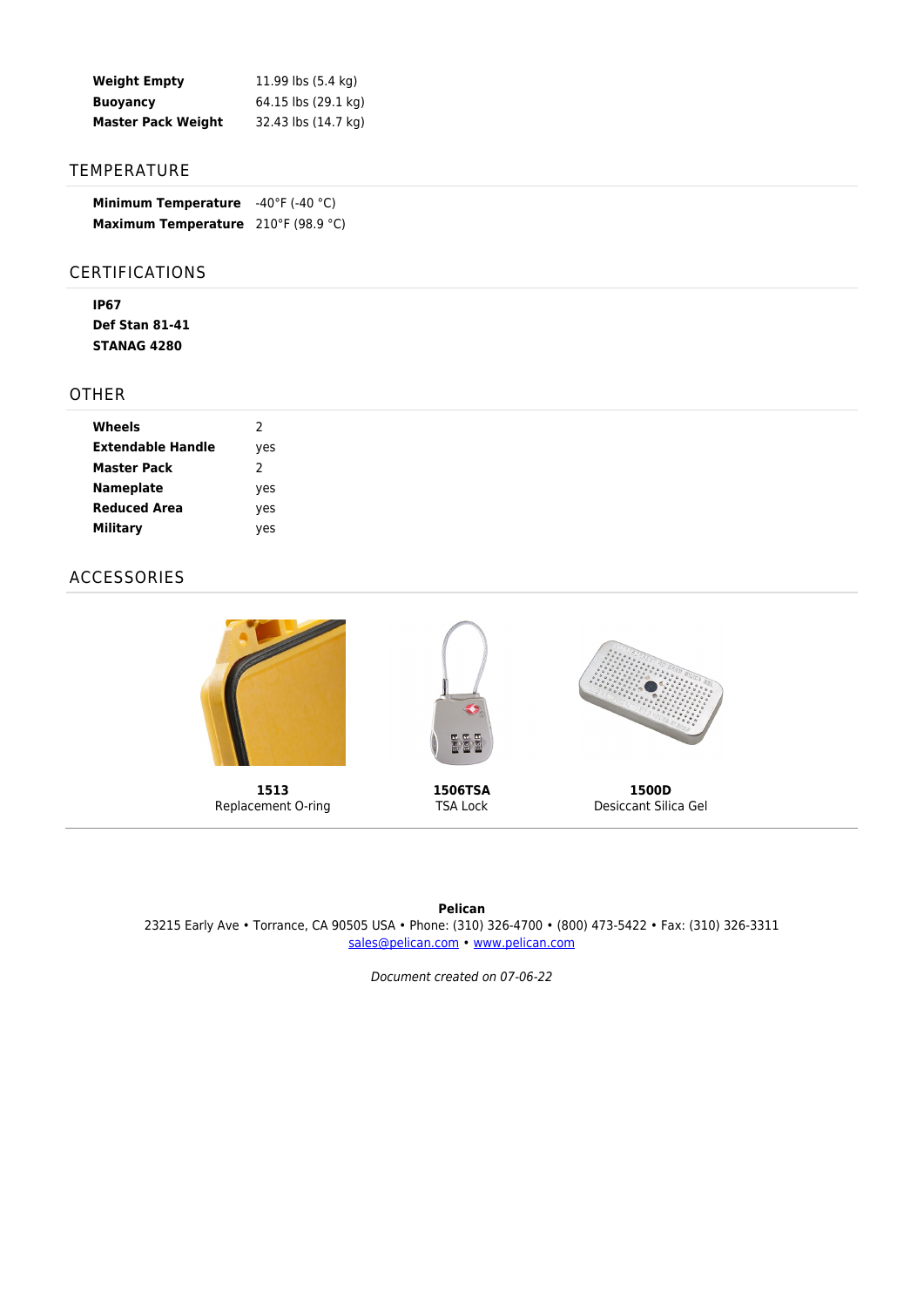| | |
|---|---|
| **Weight Empty** | 11.99 lbs (5.4 kg) |
| **Buoyancy** | 64.15 lbs (29.1 kg) |
| **Master Pack Weight** | 32.43 lbs (14.7 kg) |

## TEMPERATURE

| | |
|---|---|
| **Minimum Temperature** | -40°F (-40 °C) |
| **Maximum Temperature** | 210°F (98.9 °C) |

## CERTIFICATIONS

**IP67**
**Def Stan 81-41**
**STANAG 4280**

## OTHER

| | |
|---|---|
| **Wheels** | 2 |
| **Extendable Handle** | yes |
| **Master Pack** | 2 |
| **Nameplate** | yes |
| **Reduced Area** | yes |
| **Military** | yes |

## ACCESSORIES

**1513**
Replacement O-ring

**1506TSA**
TSA Lock

**1500D**
Desiccant Silica Gel

**Pelican**
23215 Early Ave • Torrance, CA 90505 USA • Phone: (310) 326-4700 • (800) 473-5422 • Fax: (310) 326-3311
sales@pelican.com • www.pelican.com

*Document created on 07-06-22*